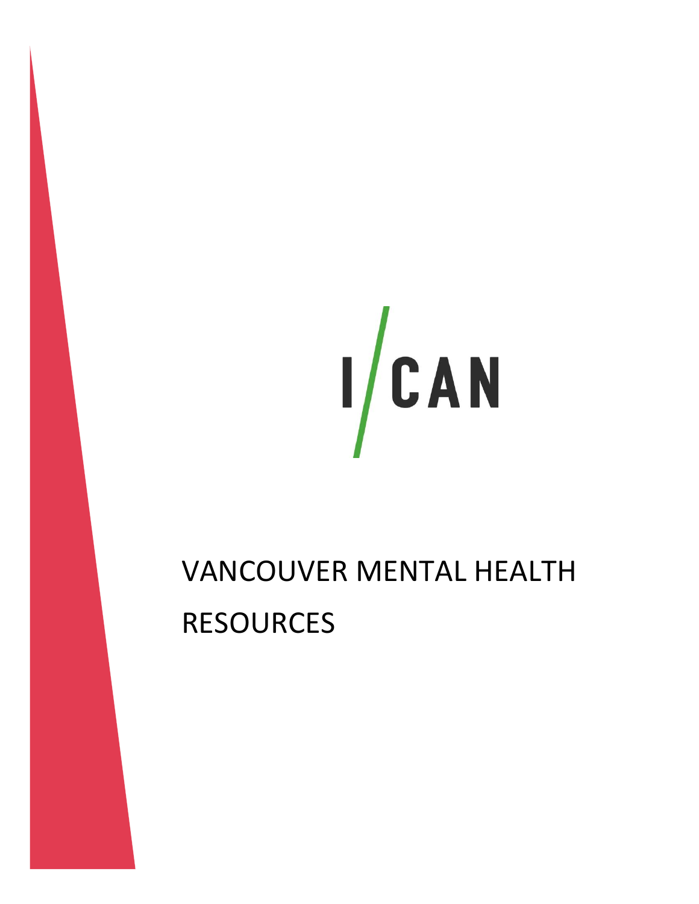I/CAN

# VANCOUVER MENTAL HEALTH RESOURCES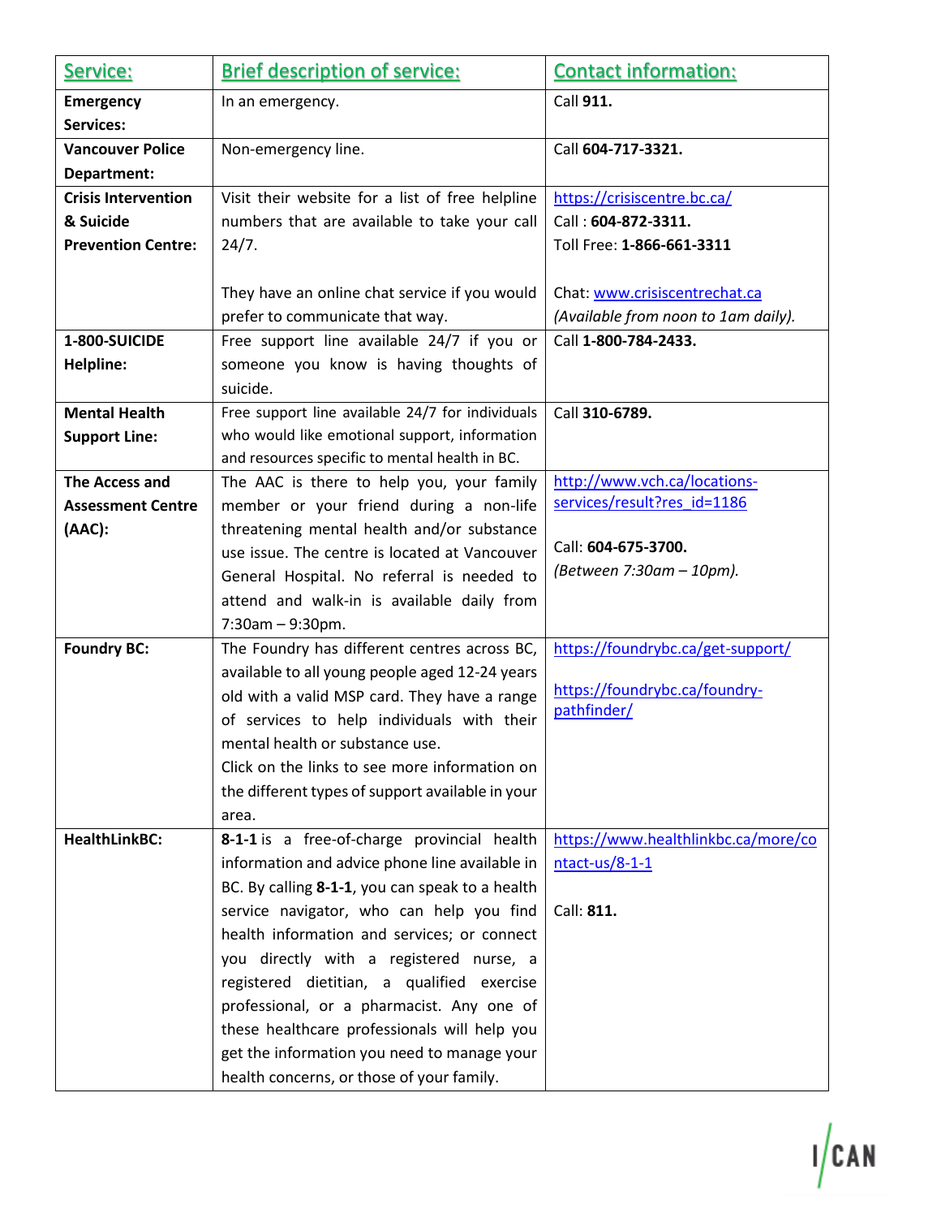| **Service:** | **Brief description of service:** | **Contact information:** |
|---|---|---|
| **Emergency Services:** | In an emergency. | Call **911.** |
| **Vancouver Police Department:** | Non-emergency line. | Call **604-717-3321.** |
| **Crisis Intervention & Suicide Prevention Centre:** | Visit their website for a list of free helpline numbers that are available to take your call 24/7.<br><br>They have an online chat service if you would prefer to communicate that way. | https://crisiscentre.bc.ca/<br>Call : **604-872-3311.**<br>Toll Free: **1-866-661-3311**<br><br>Chat: www.crisiscentrechat.ca<br>*(Available from noon to 1am daily).* |
| **1-800-SUICIDE Helpline:** | Free support line available 24/7 if you or someone you know is having thoughts of suicide. | Call **1-800-784-2433.** |
| **Mental Health Support Line:** | Free support line available 24/7 for individuals who would like emotional support, information and resources specific to mental health in BC. | Call **310-6789.** |
| **The Access and Assessment Centre (AAC):** | The AAC is there to help you, your family member or your friend during a non-life threatening mental health and/or substance use issue. The centre is located at Vancouver General Hospital. No referral is needed to attend and walk-in is available daily from 7:30am – 9:30pm. | http://www.vch.ca/locations-services/result?res_id=1186<br><br>Call: **604-675-3700.**<br>*(Between 7:30am – 10pm).* |
| **Foundry BC:** | The Foundry has different centres across BC, available to all young people aged 12-24 years old with a valid MSP card. They have a range of services to help individuals with their mental health or substance use.<br>Click on the links to see more information on the different types of support available in your area. | https://foundrybc.ca/get-support/<br><br>https://foundrybc.ca/foundry-pathfinder/ |
| **HealthLinkBC:** | **8-1-1** is a free-of-charge provincial health information and advice phone line available in BC. By calling **8-1-1**, you can speak to a health service navigator, who can help you find health information and services; or connect you directly with a registered nurse, a registered dietitian, a qualified exercise professional, or a pharmacist. Any one of these healthcare professionals will help you get the information you need to manage your health concerns, or those of your family. | https://www.healthlinkbc.ca/more/contact-us/8-1-1<br><br>Call: **811.** |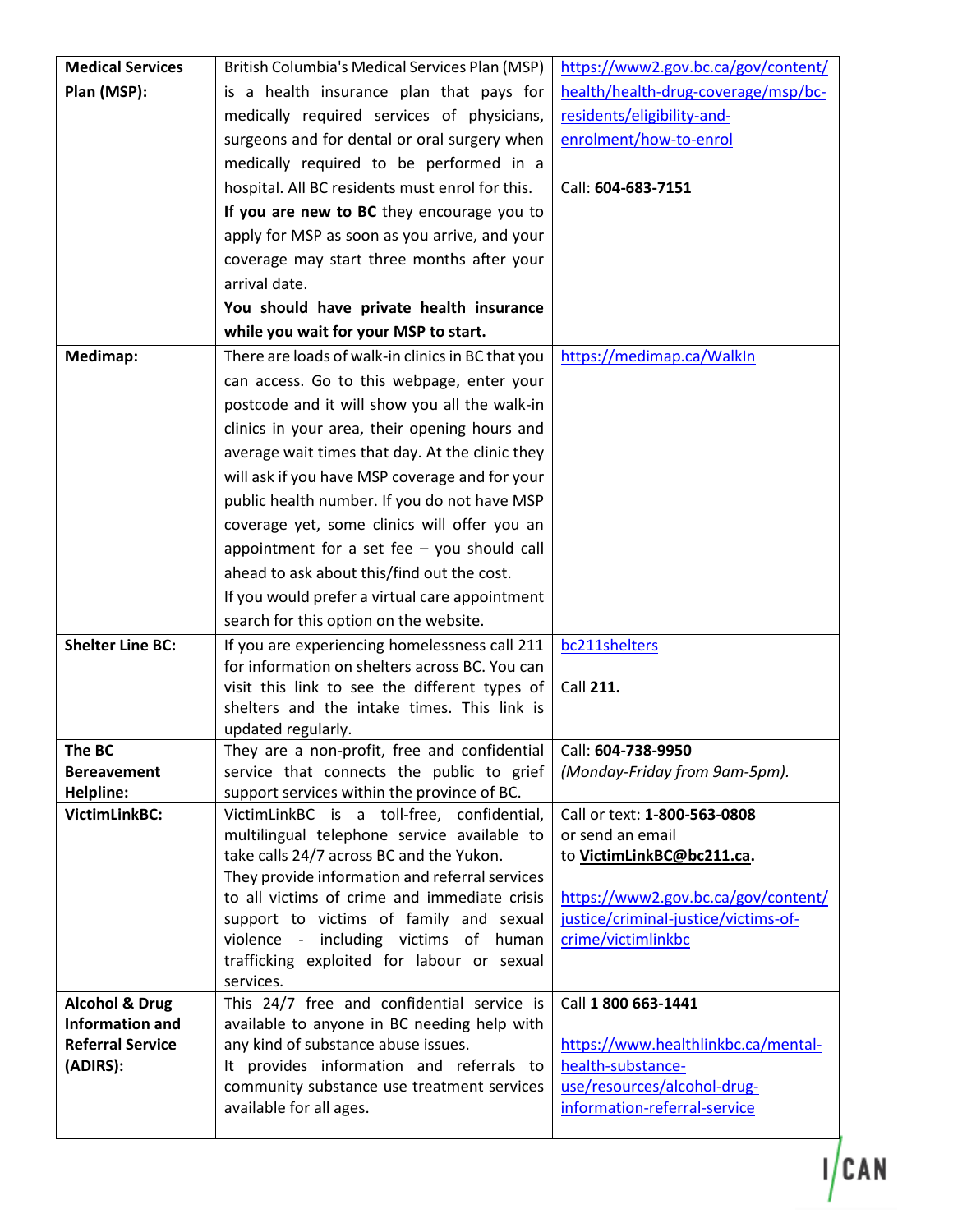| | | |
|---|---|---|
| **Medical Services Plan (MSP):** | British Columbia's Medical Services Plan (MSP) is a health insurance plan that pays for medically required services of physicians, surgeons and for dental or oral surgery when medically required to be performed in a hospital. All BC residents must enrol for this. **If you are new to BC** they encourage you to apply for MSP as soon as you arrive, and your coverage may start three months after your arrival date. **You should have private health insurance while you wait for your MSP to start.** | https://www2.gov.bc.ca/gov/content/health/health-drug-coverage/msp/bc-residents/eligibility-and-enrolment/how-to-enrol<br><br>Call: **604-683-7151** |
| **Medimap:** | There are loads of walk-in clinics in BC that you can access. Go to this webpage, enter your postcode and it will show you all the walk-in clinics in your area, their opening hours and average wait times that day. At the clinic they will ask if you have MSP coverage and for your public health number. If you do not have MSP coverage yet, some clinics will offer you an appointment for a set fee – you should call ahead to ask about this/find out the cost. If you would prefer a virtual care appointment search for this option on the website. | https://medimap.ca/WalkIn |
| **Shelter Line BC:** | If you are experiencing homelessness call 211 for information on shelters across BC. You can visit this link to see the different types of shelters and the intake times. This link is updated regularly. | bc211shelters<br><br>Call **211.** |
| **The BC Bereavement Helpline:** | They are a non-profit, free and confidential service that connects the public to grief support services within the province of BC. | Call: **604-738-9950** *(Monday-Friday from 9am-5pm).* |
| **VictimLinkBC:** | VictimLinkBC is a toll-free, confidential, multilingual telephone service available to take calls 24/7 across BC and the Yukon. They provide information and referral services to all victims of crime and immediate crisis support to victims of family and sexual violence - including victims of human trafficking exploited for labour or sexual services. | Call or text: **1-800-563-0808** or send an email to **VictimLinkBC@bc211.ca.**<br><br>https://www2.gov.bc.ca/gov/content/justice/criminal-justice/victims-of-crime/victimlinkbc |
| **Alcohol & Drug Information and Referral Service (ADIRS):** | This 24/7 free and confidential service is available to anyone in BC needing help with any kind of substance abuse issues. It provides information and referrals to community substance use treatment services available for all ages. | Call **1 800 663-1441**<br><br>https://www.healthlinkbc.ca/mental-health-substance-use/resources/alcohol-drug-information-referral-service |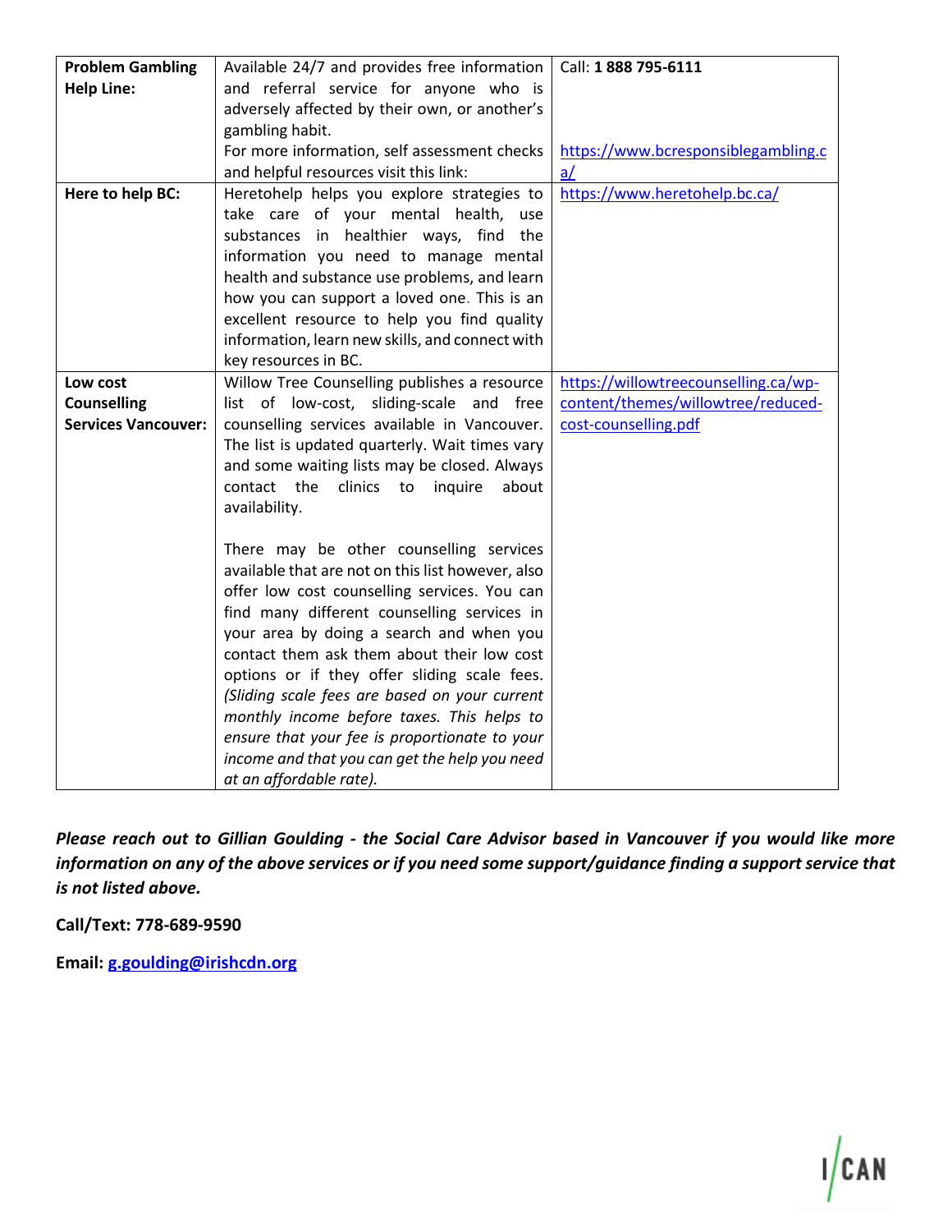| | | |
|---|---|---|
| **Problem Gambling Help Line:** | Available 24/7 and provides free information and referral service for anyone who is adversely affected by their own, or another's gambling habit.<br>For more information, self assessment checks and helpful resources visit this link: | Call: **1 888 795-6111**<br><br>https://www.bcresponsiblegambling.ca/ |
| **Here to help BC:** | Heretohelp helps you explore strategies to take care of your mental health, use substances in healthier ways, find the information you need to manage mental health and substance use problems, and learn how you can support a loved one. This is an excellent resource to help you find quality information, learn new skills, and connect with key resources in BC. | https://www.heretohelp.bc.ca/ |
| **Low cost Counselling Services Vancouver:** | Willow Tree Counselling publishes a resource list of low-cost, sliding-scale and free counselling services available in Vancouver. The list is updated quarterly. Wait times vary and some waiting lists may be closed. Always contact the clinics to inquire about availability.<br><br>There may be other counselling services available that are not on this list however, also offer low cost counselling services. You can find many different counselling services in your area by doing a search and when you contact them ask them about their low cost options or if they offer sliding scale fees. *(Sliding scale fees are based on your current monthly income before taxes. This helps to ensure that your fee is proportionate to your income and that you can get the help you need at an affordable rate).* | https://willowtreecounselling.ca/wp-content/themes/willowtree/reduced-cost-counselling.pdf |

***Please reach out to Gillian Goulding - the Social Care Advisor based in Vancouver if you would like more information on any of the above services or if you need some support/guidance finding a support service that is not listed above.***

**Call/Text: 778-689-9590**

**Email: g.goulding@irishcdn.org**

I/CAN